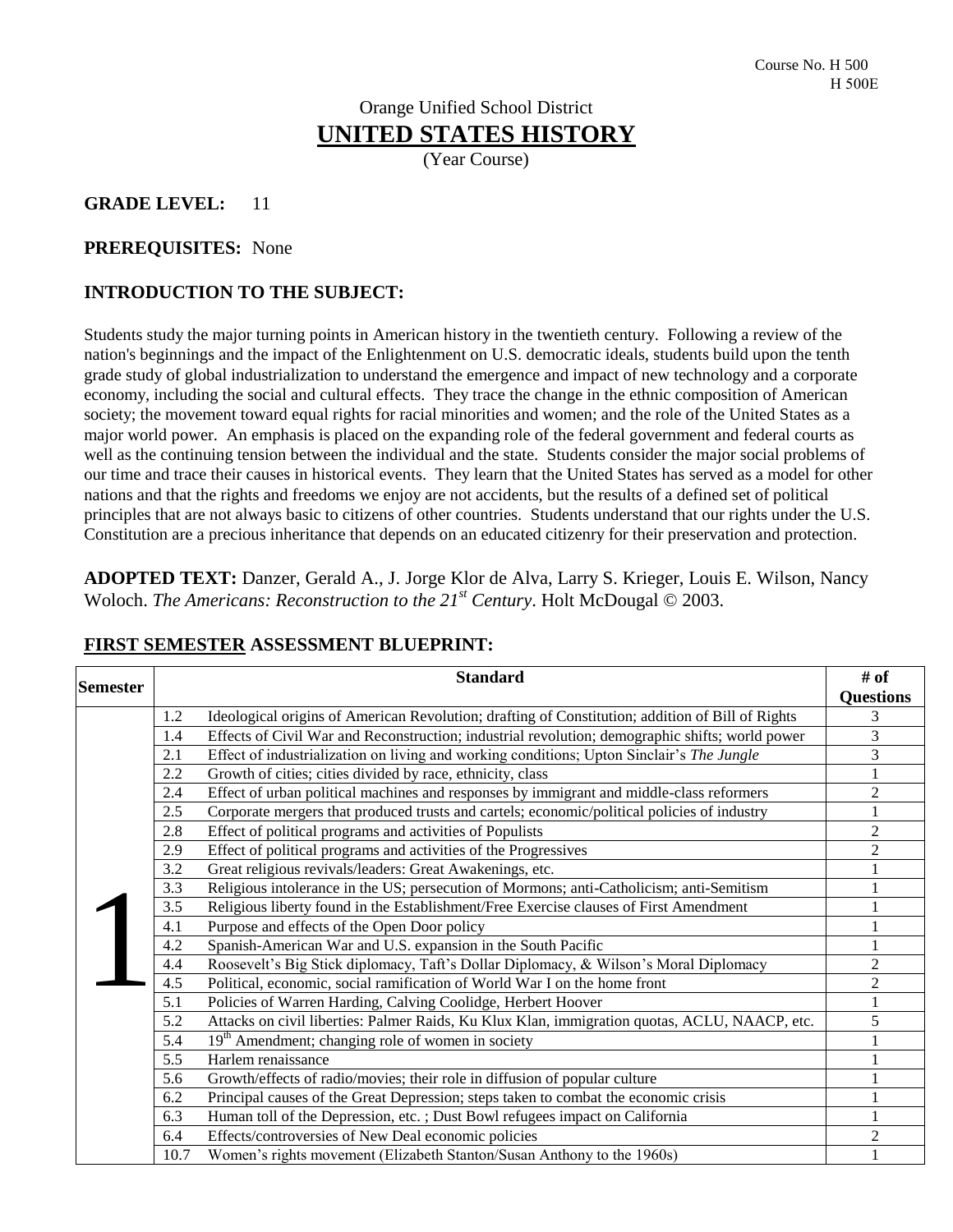Course No. H 500
H 500E

Orange Unified School District

# UNITED STATES HISTORY

(Year Course)

**GRADE LEVEL:** 11

**PREREQUISITES:** None

**INTRODUCTION TO THE SUBJECT:**

Students study the major turning points in American history in the twentieth century. Following a review of the nation's beginnings and the impact of the Enlightenment on U.S. democratic ideals, students build upon the tenth grade study of global industrialization to understand the emergence and impact of new technology and a corporate economy, including the social and cultural effects. They trace the change in the ethnic composition of American society; the movement toward equal rights for racial minorities and women; and the role of the United States as a major world power. An emphasis is placed on the expanding role of the federal government and federal courts as well as the continuing tension between the individual and the state. Students consider the major social problems of our time and trace their causes in historical events. They learn that the United States has served as a model for other nations and that the rights and freedoms we enjoy are not accidents, but the results of a defined set of political principles that are not always basic to citizens of other countries. Students understand that our rights under the U.S. Constitution are a precious inheritance that depends on an educated citizenry for their preservation and protection.

**ADOPTED TEXT:** Danzer, Gerald A., J. Jorge Klor de Alva, Larry S. Krieger, Louis E. Wilson, Nancy Woloch. *The Americans: Reconstruction to the 21st Century*. Holt McDougal © 2003.

**FIRST SEMESTER ASSESSMENT BLUEPRINT:**

| Semester | Standard | | # of Questions |
|---|---|---|---|
| 1 | 1.2 | Ideological origins of American Revolution; drafting of Constitution; addition of Bill of Rights | 3 |
| | 1.4 | Effects of Civil War and Reconstruction; industrial revolution; demographic shifts; world power | 3 |
| | 2.1 | Effect of industrialization on living and working conditions; Upton Sinclair's *The Jungle* | 3 |
| | 2.2 | Growth of cities; cities divided by race, ethnicity, class | 1 |
| | 2.4 | Effect of urban political machines and responses by immigrant and middle-class reformers | 2 |
| | 2.5 | Corporate mergers that produced trusts and cartels; economic/political policies of industry | 1 |
| | 2.8 | Effect of political programs and activities of Populists | 2 |
| | 2.9 | Effect of political programs and activities of the Progressives | 2 |
| | 3.2 | Great religious revivals/leaders: Great Awakenings, etc. | 1 |
| | 3.3 | Religious intolerance in the US; persecution of Mormons; anti-Catholicism; anti-Semitism | 1 |
| | 3.5 | Religious liberty found in the Establishment/Free Exercise clauses of First Amendment | 1 |
| | 4.1 | Purpose and effects of the Open Door policy | 1 |
| | 4.2 | Spanish-American War and U.S. expansion in the South Pacific | 1 |
| | 4.4 | Roosevelt's Big Stick diplomacy, Taft's Dollar Diplomacy, & Wilson's Moral Diplomacy | 2 |
| | 4.5 | Political, economic, social ramification of World War I on the home front | 2 |
| | 5.1 | Policies of Warren Harding, Calving Coolidge, Herbert Hoover | 1 |
| | 5.2 | Attacks on civil liberties: Palmer Raids, Ku Klux Klan, immigration quotas, ACLU, NAACP, etc. | 5 |
| | 5.4 | 19th Amendment; changing role of women in society | 1 |
| | 5.5 | Harlem renaissance | 1 |
| | 5.6 | Growth/effects of radio/movies; their role in diffusion of popular culture | 1 |
| | 6.2 | Principal causes of the Great Depression; steps taken to combat the economic crisis | 1 |
| | 6.3 | Human toll of the Depression, etc. ; Dust Bowl refugees impact on California | 1 |
| | 6.4 | Effects/controversies of New Deal economic policies | 2 |
| | 10.7 | Women's rights movement (Elizabeth Stanton/Susan Anthony to the 1960s) | 1 |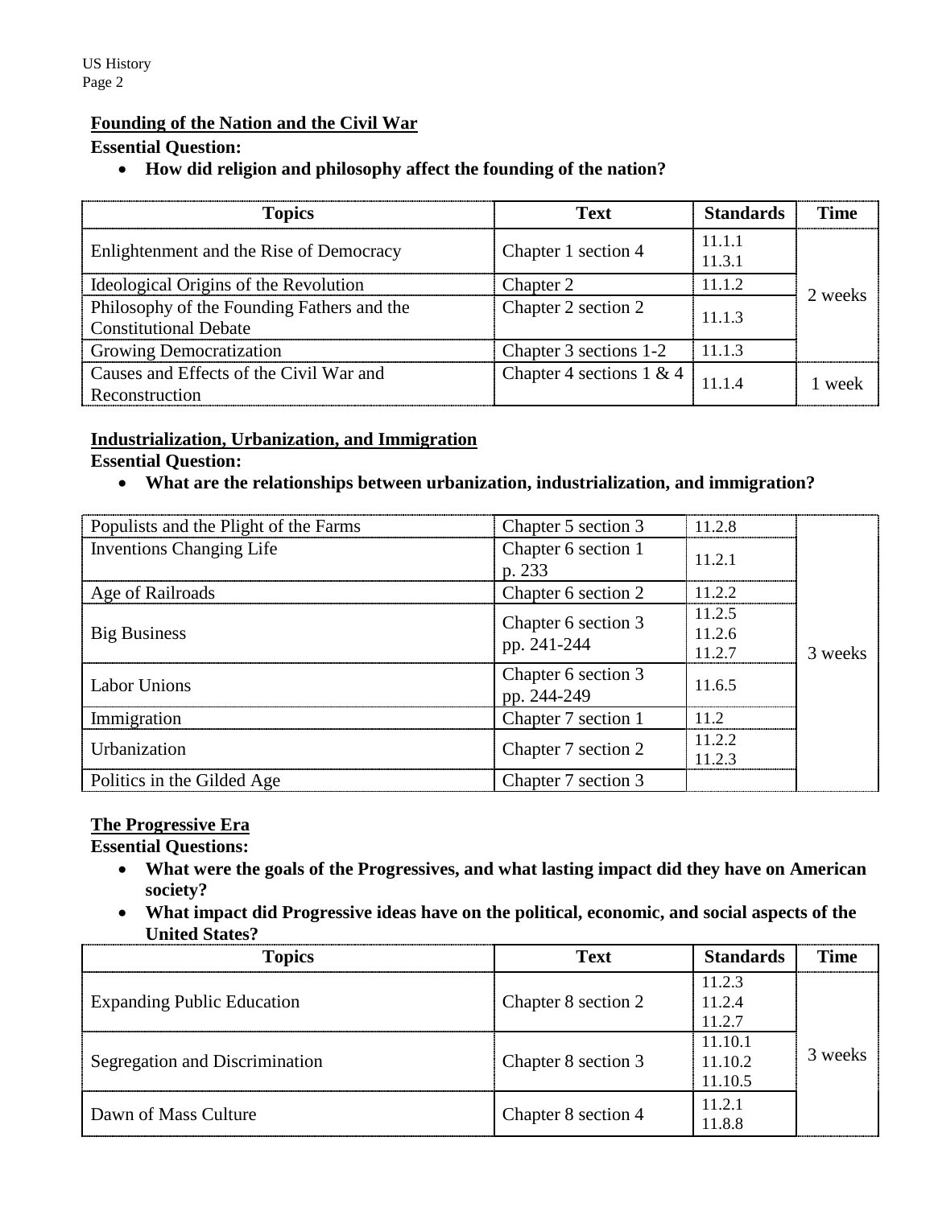## Founding of the Nation and the Civil War

**Essential Question:**

- **How did religion and philosophy affect the founding of the nation?**

| Topics | Text | Standards | Time |
| --- | --- | --- | --- |
| Enlightenment and the Rise of Democracy | Chapter 1 section 4 | 11.1.1<br>11.3.1 | 2 weeks |
| Ideological Origins of the Revolution | Chapter 2 | 11.1.2 | |
| Philosophy of the Founding Fathers and the Constitutional Debate | Chapter 2 section 2 | 11.1.3 | |
| Growing Democratization | Chapter 3 sections 1-2 | 11.1.3 | |
| Causes and Effects of the Civil War and Reconstruction | Chapter 4 sections 1 & 4 | 11.1.4 | 1 week |

## Industrialization, Urbanization, and Immigration

**Essential Question:**

- **What are the relationships between urbanization, industrialization, and immigration?**

| Topics | Text | Standards | Time |
| --- | --- | --- | --- |
| Populists and the Plight of the Farms | Chapter 5 section 3 | 11.2.8 | 3 weeks |
| Inventions Changing Life | Chapter 6 section 1 p. 233 | 11.2.1 | |
| Age of Railroads | Chapter 6 section 2 | 11.2.2 | |
| Big Business | Chapter 6 section 3 pp. 241-244 | 11.2.5<br>11.2.6<br>11.2.7 | |
| Labor Unions | Chapter 6 section 3 pp. 244-249 | 11.6.5 | |
| Immigration | Chapter 7 section 1 | 11.2 | |
| Urbanization | Chapter 7 section 2 | 11.2.2<br>11.2.3 | |
| Politics in the Gilded Age | Chapter 7 section 3 | | |

## The Progressive Era

**Essential Questions:**

- **What were the goals of the Progressives, and what lasting impact did they have on American society?**
- **What impact did Progressive ideas have on the political, economic, and social aspects of the United States?**

| Topics | Text | Standards | Time |
| --- | --- | --- | --- |
| Expanding Public Education | Chapter 8 section 2 | 11.2.3<br>11.2.4<br>11.2.7 | 3 weeks |
| Segregation and Discrimination | Chapter 8 section 3 | 11.10.1<br>11.10.2<br>11.10.5 | |
| Dawn of Mass Culture | Chapter 8 section 4 | 11.2.1<br>11.8.8 | |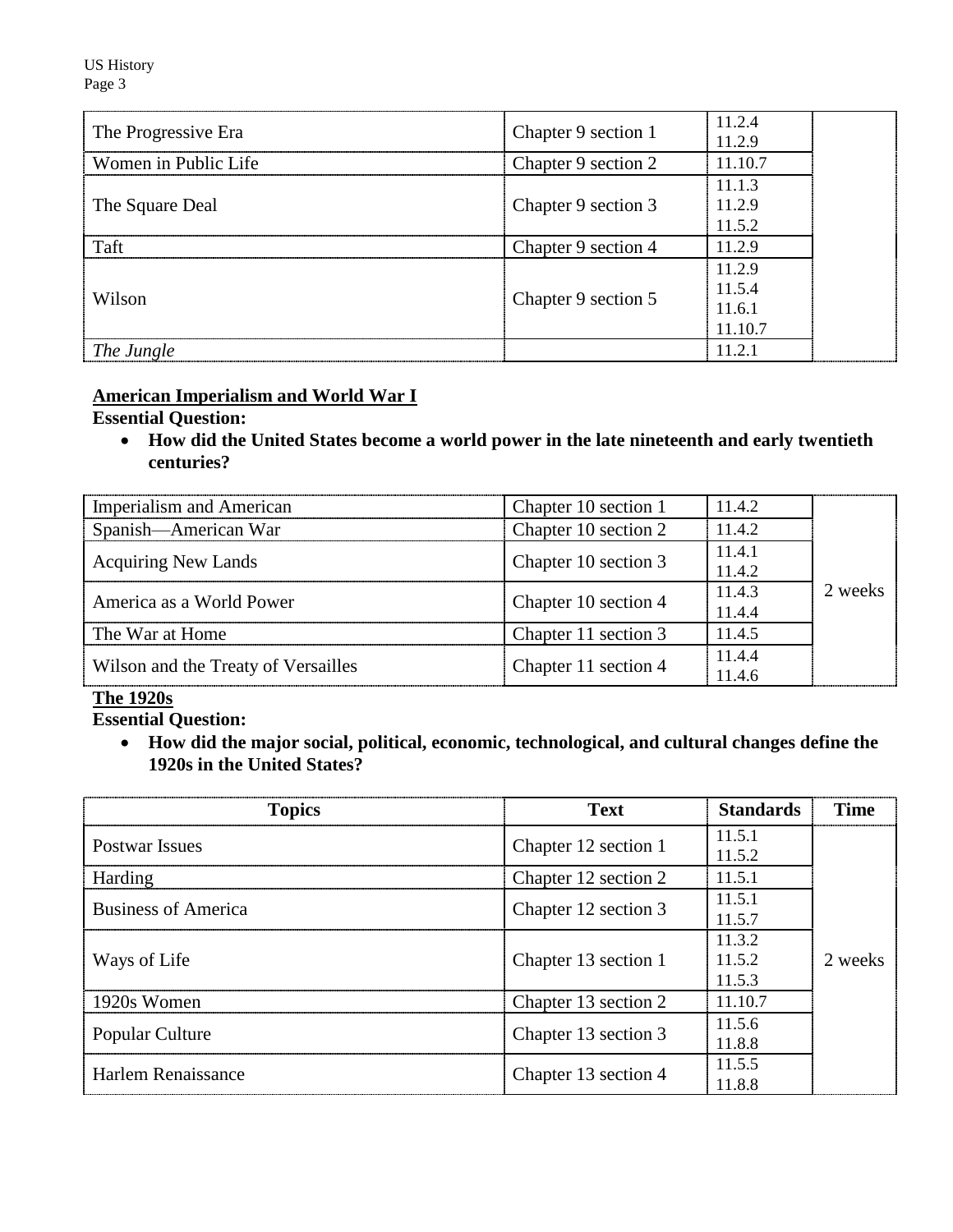| | | | |
|---|---|---|---|
| The Progressive Era | Chapter 9 section 1 | 11.2.4<br>11.2.9 | |
| Women in Public Life | Chapter 9 section 2 | 11.10.7 | |
| The Square Deal | Chapter 9 section 3 | 11.1.3<br>11.2.9<br>11.5.2 | |
| Taft | Chapter 9 section 4 | 11.2.9 | |
| Wilson | Chapter 9 section 5 | 11.2.9<br>11.5.4<br>11.6.1<br>11.10.7 | |
| *The Jungle* | | 11.2.1 | |

**American Imperialism and World War I**

**Essential Question:**

- **How did the United States become a world power in the late nineteenth and early twentieth centuries?**

| | | | |
|---|---|---|---|
| Imperialism and American | Chapter 10 section 1 | 11.4.2 | 2 weeks |
| Spanish—American War | Chapter 10 section 2 | 11.4.2 | |
| Acquiring New Lands | Chapter 10 section 3 | 11.4.1<br>11.4.2 | |
| America as a World Power | Chapter 10 section 4 | 11.4.3<br>11.4.4 | |
| The War at Home | Chapter 11 section 3 | 11.4.5 | |
| Wilson and the Treaty of Versailles | Chapter 11 section 4 | 11.4.4<br>11.4.6 | |

**The 1920s**

**Essential Question:**

- **How did the major social, political, economic, technological, and cultural changes define the 1920s in the United States?**

| Topics | Text | Standards | Time |
|---|---|---|---|
| Postwar Issues | Chapter 12 section 1 | 11.5.1<br>11.5.2 | 2 weeks |
| Harding | Chapter 12 section 2 | 11.5.1 | |
| Business of America | Chapter 12 section 3 | 11.5.1<br>11.5.7 | |
| Ways of Life | Chapter 13 section 1 | 11.3.2<br>11.5.2<br>11.5.3 | |
| 1920s Women | Chapter 13 section 2 | 11.10.7 | |
| Popular Culture | Chapter 13 section 3 | 11.5.6<br>11.8.8 | |
| Harlem Renaissance | Chapter 13 section 4 | 11.5.5<br>11.8.8 | |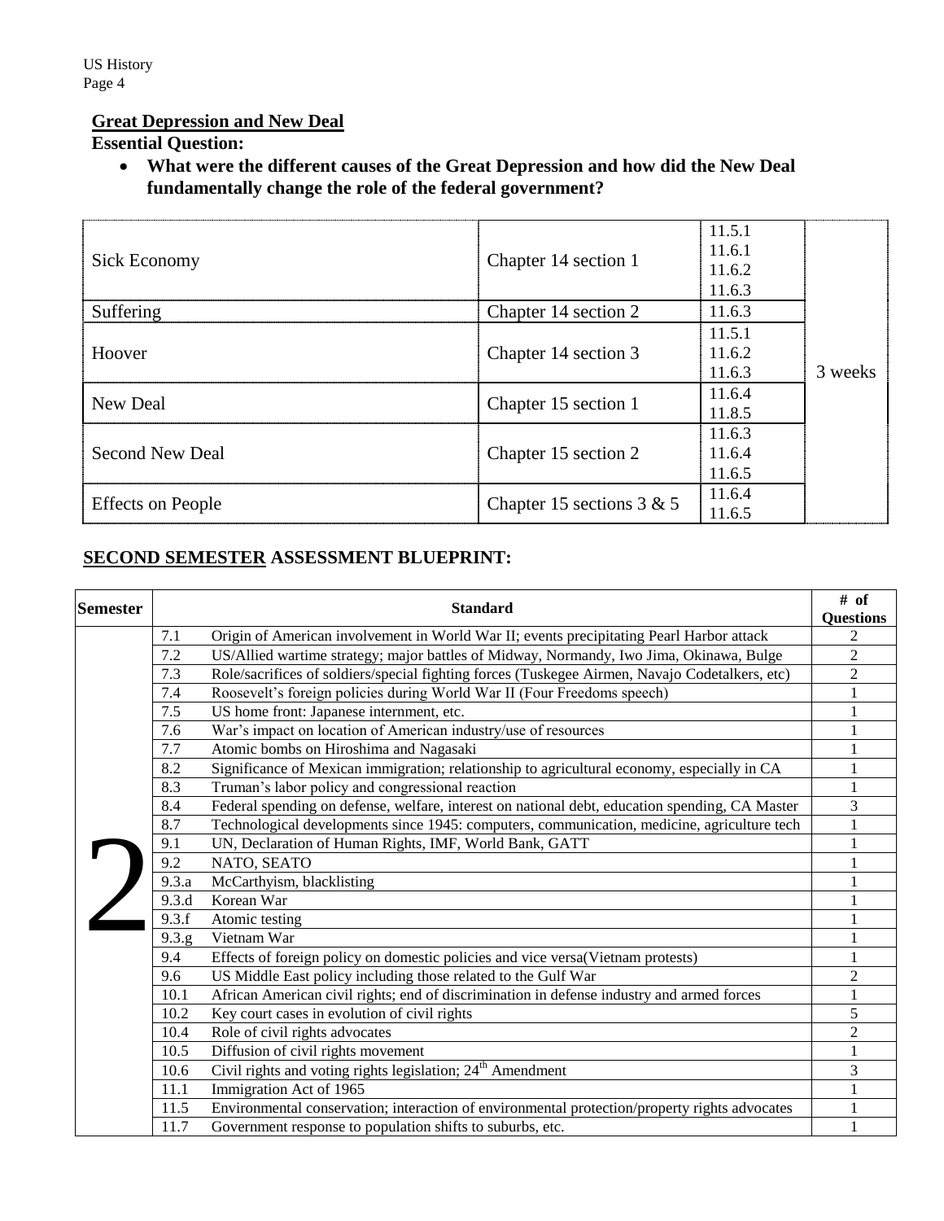## Great Depression and New Deal

**Essential Question:**

- **What were the different causes of the Great Depression and how did the New Deal fundamentally change the role of the federal government?**

| | | | |
|---|---|---|---|
| Sick Economy | Chapter 14 section 1 | 11.5.1<br>11.6.1<br>11.6.2<br>11.6.3 | 3 weeks |
| Suffering | Chapter 14 section 2 | 11.6.3 | |
| Hoover | Chapter 14 section 3 | 11.5.1<br>11.6.2<br>11.6.3 | |
| New Deal | Chapter 15 section 1 | 11.6.4<br>11.8.5 | |
| Second New Deal | Chapter 15 section 2 | 11.6.3<br>11.6.4<br>11.6.5 | |
| Effects on People | Chapter 15 sections 3 & 5 | 11.6.4<br>11.6.5 | |

## SECOND SEMESTER ASSESSMENT BLUEPRINT:

| Semester | Standard | | # of Questions |
|---|---|---|---|
| 2 | 7.1 | Origin of American involvement in World War II; events precipitating Pearl Harbor attack | 2 |
| | 7.2 | US/Allied wartime strategy; major battles of Midway, Normandy, Iwo Jima, Okinawa, Bulge | 2 |
| | 7.3 | Role/sacrifices of soldiers/special fighting forces (Tuskegee Airmen, Navajo Codetalkers, etc) | 2 |
| | 7.4 | Roosevelt's foreign policies during World War II (Four Freedoms speech) | 1 |
| | 7.5 | US home front: Japanese internment, etc. | 1 |
| | 7.6 | War's impact on location of American industry/use of resources | 1 |
| | 7.7 | Atomic bombs on Hiroshima and Nagasaki | 1 |
| | 8.2 | Significance of Mexican immigration; relationship to agricultural economy, especially in CA | 1 |
| | 8.3 | Truman's labor policy and congressional reaction | 1 |
| | 8.4 | Federal spending on defense, welfare, interest on national debt, education spending, CA Master | 3 |
| | 8.7 | Technological developments since 1945: computers, communication, medicine, agriculture tech | 1 |
| | 9.1 | UN, Declaration of Human Rights, IMF, World Bank, GATT | 1 |
| | 9.2 | NATO, SEATO | 1 |
| | 9.3.a | McCarthyism, blacklisting | 1 |
| | 9.3.d | Korean War | 1 |
| | 9.3.f | Atomic testing | 1 |
| | 9.3.g | Vietnam War | 1 |
| | 9.4 | Effects of foreign policy on domestic policies and vice versa(Vietnam protests) | 1 |
| | 9.6 | US Middle East policy including those related to the Gulf War | 2 |
| | 10.1 | African American civil rights; end of discrimination in defense industry and armed forces | 1 |
| | 10.2 | Key court cases in evolution of civil rights | 5 |
| | 10.4 | Role of civil rights advocates | 2 |
| | 10.5 | Diffusion of civil rights movement | 1 |
| | 10.6 | Civil rights and voting rights legislation; 24th Amendment | 3 |
| | 11.1 | Immigration Act of 1965 | 1 |
| | 11.5 | Environmental conservation; interaction of environmental protection/property rights advocates | 1 |
| | 11.7 | Government response to population shifts to suburbs, etc. | 1 |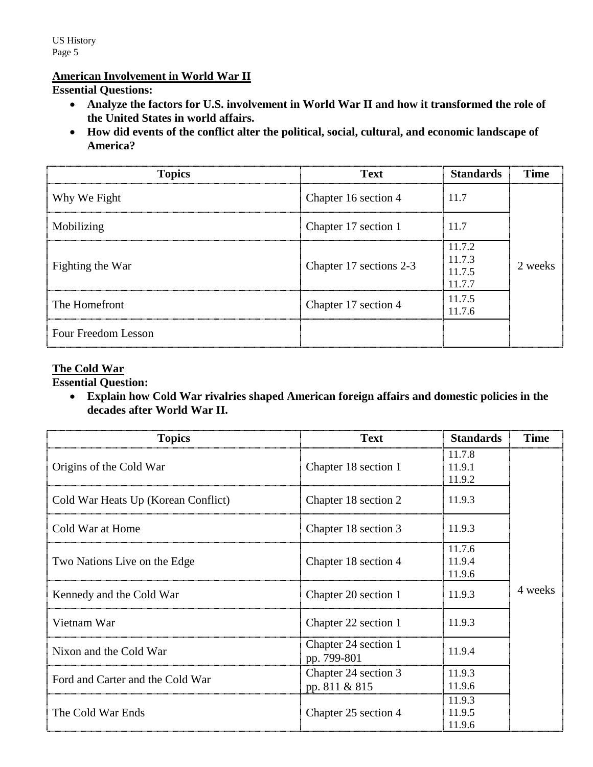## American Involvement in World War II

**Essential Questions:**

- **Analyze the factors for U.S. involvement in World War II and how it transformed the role of the United States in world affairs.**
- **How did events of the conflict alter the political, social, cultural, and economic landscape of America?**

| Topics | Text | Standards | Time |
|---|---|---|---|
| Why We Fight | Chapter 16 section 4 | 11.7 | 2 weeks |
| Mobilizing | Chapter 17 section 1 | 11.7 | |
| Fighting the War | Chapter 17 sections 2-3 | 11.7.2<br>11.7.3<br>11.7.5<br>11.7.7 | |
| The Homefront | Chapter 17 section 4 | 11.7.5<br>11.7.6 | |
| Four Freedom Lesson | | | |

## The Cold War

**Essential Question:**

- **Explain how Cold War rivalries shaped American foreign affairs and domestic policies in the decades after World War II.**

| Topics | Text | Standards | Time |
|---|---|---|---|
| Origins of the Cold War | Chapter 18 section 1 | 11.7.8<br>11.9.1<br>11.9.2 | 4 weeks |
| Cold War Heats Up (Korean Conflict) | Chapter 18 section 2 | 11.9.3 | |
| Cold War at Home | Chapter 18 section 3 | 11.9.3 | |
| Two Nations Live on the Edge | Chapter 18 section 4 | 11.7.6<br>11.9.4<br>11.9.6 | |
| Kennedy and the Cold War | Chapter 20 section 1 | 11.9.3 | |
| Vietnam War | Chapter 22 section 1 | 11.9.3 | |
| Nixon and the Cold War | Chapter 24 section 1<br>pp. 799-801 | 11.9.4 | |
| Ford and Carter and the Cold War | Chapter 24 section 3<br>pp. 811 & 815 | 11.9.3<br>11.9.6 | |
| The Cold War Ends | Chapter 25 section 4 | 11.9.3<br>11.9.5<br>11.9.6 | |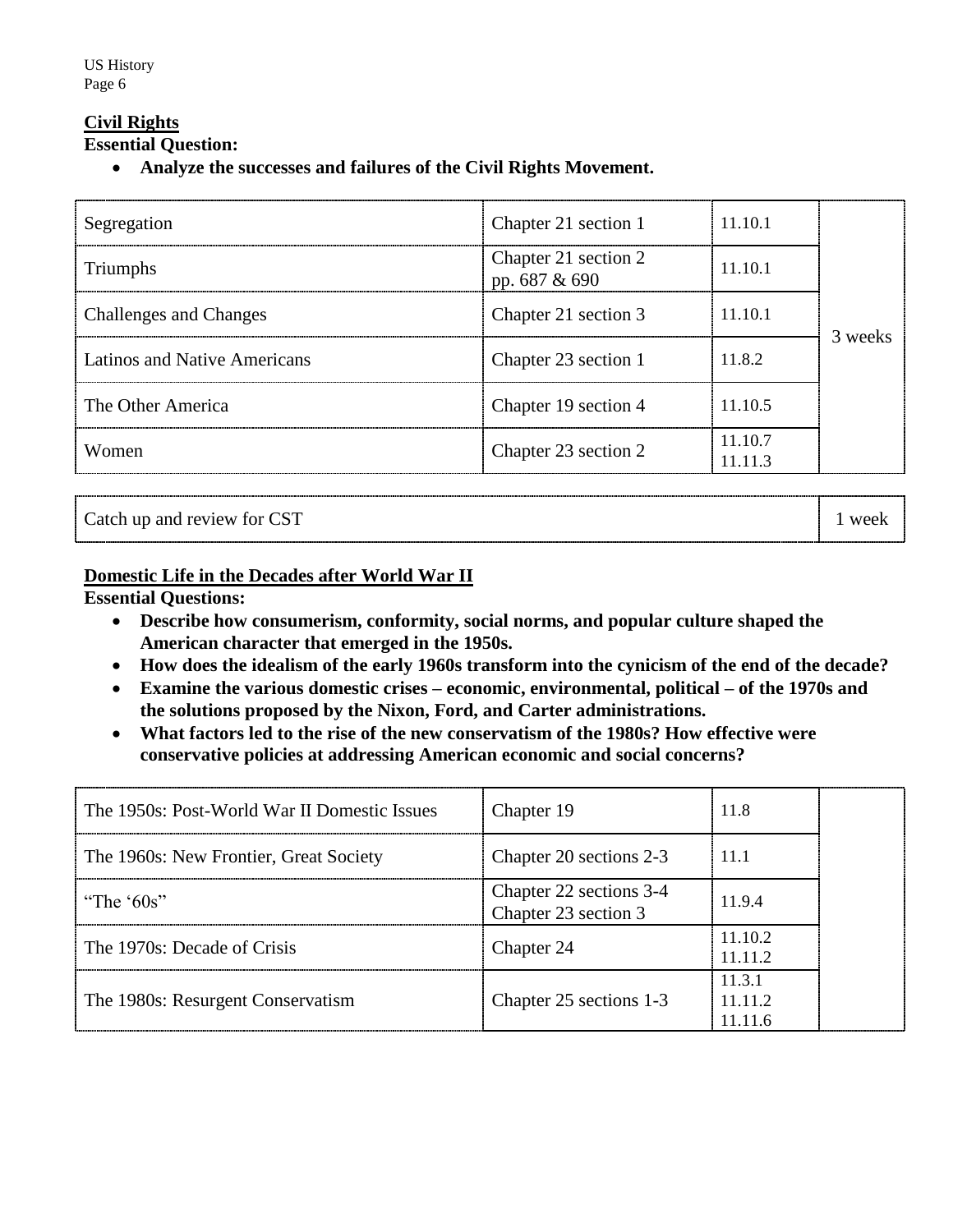## Civil Rights

**Essential Question:**

- **Analyze the successes and failures of the Civil Rights Movement.**

| Topic | Reading | Standard | Time |
|---|---|---|---|
| Segregation | Chapter 21 section 1 | 11.10.1 | 3 weeks |
| Triumphs | Chapter 21 section 2 pp. 687 & 690 | 11.10.1 | |
| Challenges and Changes | Chapter 21 section 3 | 11.10.1 | |
| Latinos and Native Americans | Chapter 23 section 1 | 11.8.2 | |
| The Other America | Chapter 19 section 4 | 11.10.5 | |
| Women | Chapter 23 section 2 | 11.10.7 11.11.3 | |

| Activity | Time |
|---|---|
| Catch up and review for CST | 1 week |

## Domestic Life in the Decades after World War II

**Essential Questions:**

- **Describe how consumerism, conformity, social norms, and popular culture shaped the American character that emerged in the 1950s.**
- **How does the idealism of the early 1960s transform into the cynicism of the end of the decade?**
- **Examine the various domestic crises – economic, environmental, political – of the 1970s and the solutions proposed by the Nixon, Ford, and Carter administrations.**
- **What factors led to the rise of the new conservatism of the 1980s? How effective were conservative policies at addressing American economic and social concerns?**

| Topic | Reading | Standard | Time |
|---|---|---|---|
| The 1950s: Post-World War II Domestic Issues | Chapter 19 | 11.8 | |
| The 1960s: New Frontier, Great Society | Chapter 20 sections 2-3 | 11.1 | |
| "The '60s" | Chapter 22 sections 3-4 Chapter 23 section 3 | 11.9.4 | |
| The 1970s: Decade of Crisis | Chapter 24 | 11.10.2 11.11.2 | |
| The 1980s: Resurgent Conservatism | Chapter 25 sections 1-3 | 11.3.1 11.11.2 11.11.6 | |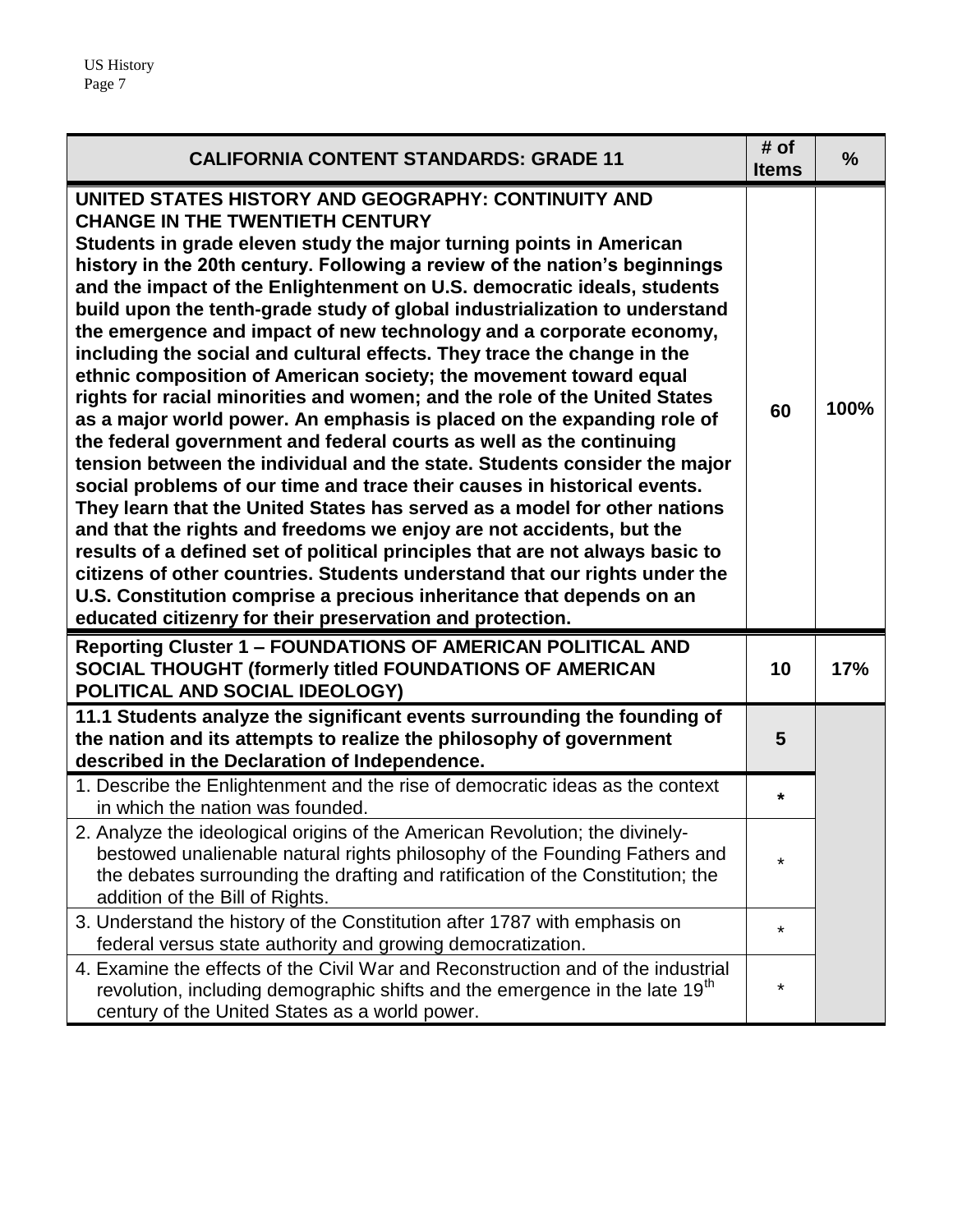| CALIFORNIA CONTENT STANDARDS: GRADE 11 | # of Items | % |
|---|---|---|
| **UNITED STATES HISTORY AND GEOGRAPHY: CONTINUITY AND CHANGE IN THE TWENTIETH CENTURY** **Students in grade eleven study the major turning points in American history in the 20th century. Following a review of the nation's beginnings and the impact of the Enlightenment on U.S. democratic ideals, students build upon the tenth-grade study of global industrialization to understand the emergence and impact of new technology and a corporate economy, including the social and cultural effects. They trace the change in the ethnic composition of American society; the movement toward equal rights for racial minorities and women; and the role of the United States as a major world power. An emphasis is placed on the expanding role of the federal government and federal courts as well as the continuing tension between the individual and the state. Students consider the major social problems of our time and trace their causes in historical events. They learn that the United States has served as a model for other nations and that the rights and freedoms we enjoy are not accidents, but the results of a defined set of political principles that are not always basic to citizens of other countries. Students understand that our rights under the U.S. Constitution comprise a precious inheritance that depends on an educated citizenry for their preservation and protection.** | **60** | **100%** |
| **Reporting Cluster 1 – FOUNDATIONS OF AMERICAN POLITICAL AND SOCIAL THOUGHT (formerly titled FOUNDATIONS OF AMERICAN POLITICAL AND SOCIAL IDEOLOGY)** | **10** | **17%** |
| **11.1 Students analyze the significant events surrounding the founding of the nation and its attempts to realize the philosophy of government described in the Declaration of Independence.** | **5** | |
| 1. Describe the Enlightenment and the rise of democratic ideas as the context in which the nation was founded. | * | |
| 2. Analyze the ideological origins of the American Revolution; the divinely-bestowed unalienable natural rights philosophy of the Founding Fathers and the debates surrounding the drafting and ratification of the Constitution; the addition of the Bill of Rights. | * | |
| 3. Understand the history of the Constitution after 1787 with emphasis on federal versus state authority and growing democratization. | * | |
| 4. Examine the effects of the Civil War and Reconstruction and of the industrial revolution, including demographic shifts and the emergence in the late 19th century of the United States as a world power. | * | |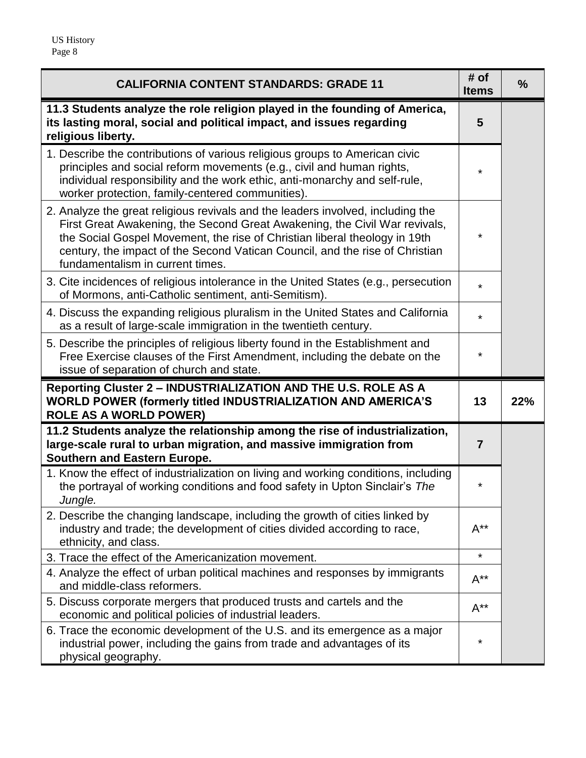| CALIFORNIA CONTENT STANDARDS: GRADE 11 | # of Items | % |
|---|---|---|
| **11.3 Students analyze the role religion played in the founding of America, its lasting moral, social and political impact, and issues regarding religious liberty.** | **5** | |
| 1. Describe the contributions of various religious groups to American civic principles and social reform movements (e.g., civil and human rights, individual responsibility and the work ethic, anti-monarchy and self-rule, worker protection, family-centered communities). | * | |
| 2. Analyze the great religious revivals and the leaders involved, including the First Great Awakening, the Second Great Awakening, the Civil War revivals, the Social Gospel Movement, the rise of Christian liberal theology in 19th century, the impact of the Second Vatican Council, and the rise of Christian fundamentalism in current times. | * | |
| 3. Cite incidences of religious intolerance in the United States (e.g., persecution of Mormons, anti-Catholic sentiment, anti-Semitism). | * | |
| 4. Discuss the expanding religious pluralism in the United States and California as a result of large-scale immigration in the twentieth century. | * | |
| 5. Describe the principles of religious liberty found in the Establishment and Free Exercise clauses of the First Amendment, including the debate on the issue of separation of church and state. | * | |
| **Reporting Cluster 2 – INDUSTRIALIZATION AND THE U.S. ROLE AS A WORLD POWER (formerly titled INDUSTRIALIZATION AND AMERICA'S ROLE AS A WORLD POWER)** | **13** | **22%** |
| **11.2 Students analyze the relationship among the rise of industrialization, large-scale rural to urban migration, and massive immigration from Southern and Eastern Europe.** | **7** | |
| 1. Know the effect of industrialization on living and working conditions, including the portrayal of working conditions and food safety in Upton Sinclair's *The Jungle.* | * | |
| 2. Describe the changing landscape, including the growth of cities linked by industry and trade; the development of cities divided according to race, ethnicity, and class. | A** | |
| 3. Trace the effect of the Americanization movement. | * | |
| 4. Analyze the effect of urban political machines and responses by immigrants and middle-class reformers. | A** | |
| 5. Discuss corporate mergers that produced trusts and cartels and the economic and political policies of industrial leaders. | A** | |
| 6. Trace the economic development of the U.S. and its emergence as a major industrial power, including the gains from trade and advantages of its physical geography. | * | |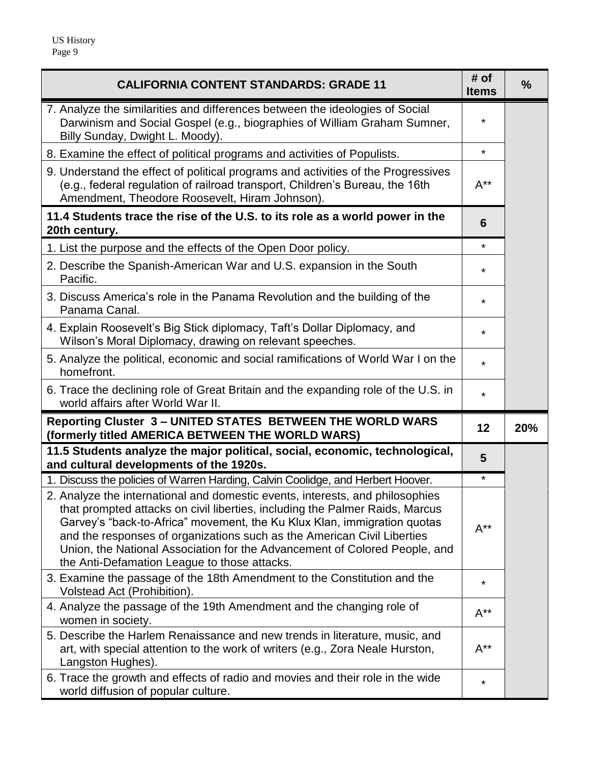| CALIFORNIA CONTENT STANDARDS: GRADE 11 | # of Items | % |
|---|---|---|
| 7. Analyze the similarities and differences between the ideologies of Social Darwinism and Social Gospel (e.g., biographies of William Graham Sumner, Billy Sunday, Dwight L. Moody). | * | |
| 8. Examine the effect of political programs and activities of Populists. | * | |
| 9. Understand the effect of political programs and activities of the Progressives (e.g., federal regulation of railroad transport, Children's Bureau, the 16th Amendment, Theodore Roosevelt, Hiram Johnson). | A** | |
| **11.4 Students trace the rise of the U.S. to its role as a world power in the 20th century.** | **6** | |
| 1. List the purpose and the effects of the Open Door policy. | * | |
| 2. Describe the Spanish-American War and U.S. expansion in the South Pacific. | * | |
| 3. Discuss America's role in the Panama Revolution and the building of the Panama Canal. | * | |
| 4. Explain Roosevelt's Big Stick diplomacy, Taft's Dollar Diplomacy, and Wilson's Moral Diplomacy, drawing on relevant speeches. | * | |
| 5. Analyze the political, economic and social ramifications of World War I on the homefront. | * | |
| 6. Trace the declining role of Great Britain and the expanding role of the U.S. in world affairs after World War II. | * | |
| **Reporting Cluster 3 – UNITED STATES BETWEEN THE WORLD WARS (formerly titled AMERICA BETWEEN THE WORLD WARS)** | **12** | **20%** |
| **11.5 Students analyze the major political, social, economic, technological, and cultural developments of the 1920s.** | **5** | |
| 1. Discuss the policies of Warren Harding, Calvin Coolidge, and Herbert Hoover. | * | |
| 2. Analyze the international and domestic events, interests, and philosophies that prompted attacks on civil liberties, including the Palmer Raids, Marcus Garvey's "back-to-Africa" movement, the Ku Klux Klan, immigration quotas and the responses of organizations such as the American Civil Liberties Union, the National Association for the Advancement of Colored People, and the Anti-Defamation League to those attacks. | A** | |
| 3. Examine the passage of the 18th Amendment to the Constitution and the Volstead Act (Prohibition). | * | |
| 4. Analyze the passage of the 19th Amendment and the changing role of women in society. | A** | |
| 5. Describe the Harlem Renaissance and new trends in literature, music, and art, with special attention to the work of writers (e.g., Zora Neale Hurston, Langston Hughes). | A** | |
| 6. Trace the growth and effects of radio and movies and their role in the wide world diffusion of popular culture. | * | |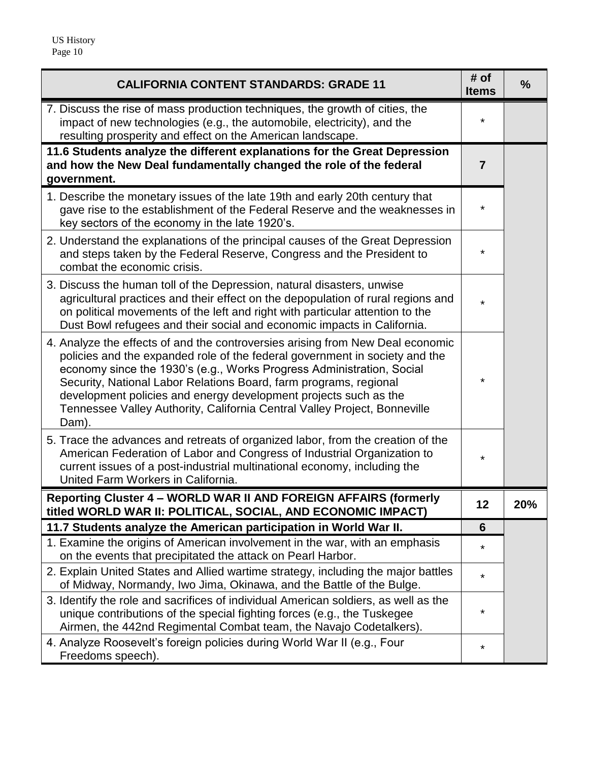| CALIFORNIA CONTENT STANDARDS: GRADE 11 | # of Items | % |
|---|---|---|
| 7. Discuss the rise of mass production techniques, the growth of cities, the impact of new technologies (e.g., the automobile, electricity), and the resulting prosperity and effect on the American landscape. | * | |
| **11.6 Students analyze the different explanations for the Great Depression and how the New Deal fundamentally changed the role of the federal government.** | **7** | |
| 1. Describe the monetary issues of the late 19th and early 20th century that gave rise to the establishment of the Federal Reserve and the weaknesses in key sectors of the economy in the late 1920's. | * | |
| 2. Understand the explanations of the principal causes of the Great Depression and steps taken by the Federal Reserve, Congress and the President to combat the economic crisis. | * | |
| 3. Discuss the human toll of the Depression, natural disasters, unwise agricultural practices and their effect on the depopulation of rural regions and on political movements of the left and right with particular attention to the Dust Bowl refugees and their social and economic impacts in California. | * | |
| 4. Analyze the effects of and the controversies arising from New Deal economic policies and the expanded role of the federal government in society and the economy since the 1930's (e.g., Works Progress Administration, Social Security, National Labor Relations Board, farm programs, regional development policies and energy development projects such as the Tennessee Valley Authority, California Central Valley Project, Bonneville Dam). | * | |
| 5. Trace the advances and retreats of organized labor, from the creation of the American Federation of Labor and Congress of Industrial Organization to current issues of a post-industrial multinational economy, including the United Farm Workers in California. | * | |
| **Reporting Cluster 4 – WORLD WAR II AND FOREIGN AFFAIRS (formerly titled WORLD WAR II: POLITICAL, SOCIAL, AND ECONOMIC IMPACT)** | **12** | **20%** |
| **11.7 Students analyze the American participation in World War II.** | **6** | |
| 1. Examine the origins of American involvement in the war, with an emphasis on the events that precipitated the attack on Pearl Harbor. | * | |
| 2. Explain United States and Allied wartime strategy, including the major battles of Midway, Normandy, Iwo Jima, Okinawa, and the Battle of the Bulge. | * | |
| 3. Identify the role and sacrifices of individual American soldiers, as well as the unique contributions of the special fighting forces (e.g., the Tuskegee Airmen, the 442nd Regimental Combat team, the Navajo Codetalkers). | * | |
| 4. Analyze Roosevelt's foreign policies during World War II (e.g., Four Freedoms speech). | * | |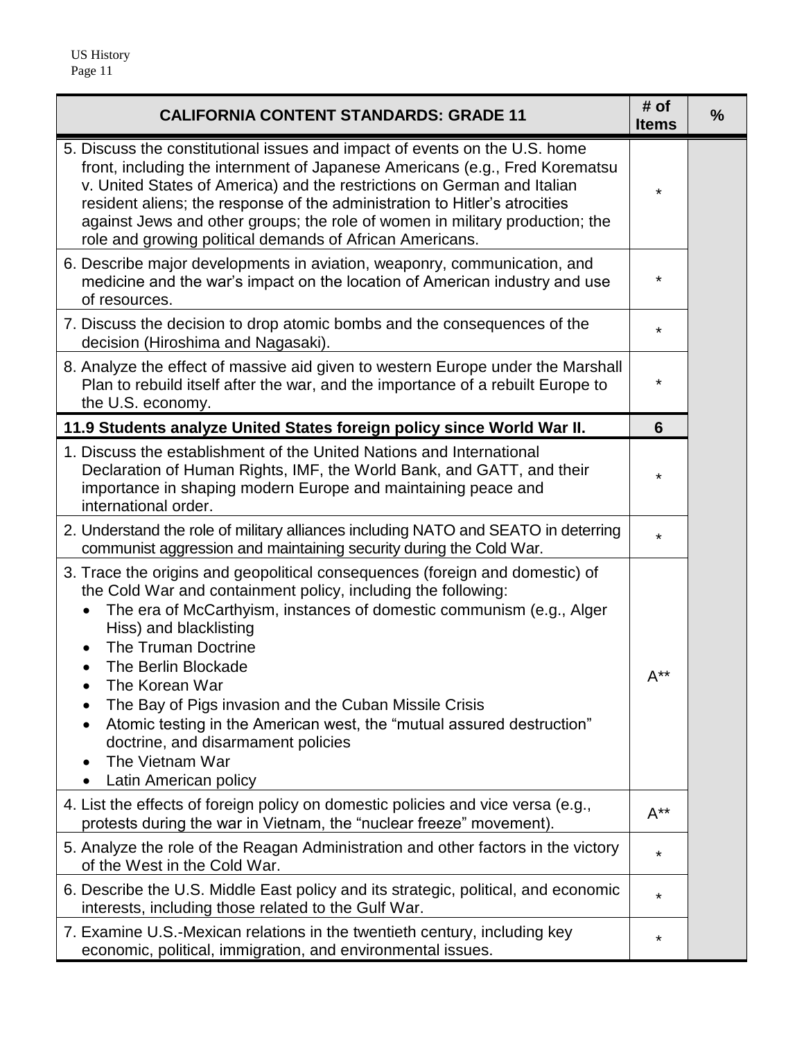| CALIFORNIA CONTENT STANDARDS: GRADE 11 | # of Items | % |
|---|---|---|
| 5. Discuss the constitutional issues and impact of events on the U.S. home front, including the internment of Japanese Americans (e.g., Fred Korematsu v. United States of America) and the restrictions on German and Italian resident aliens; the response of the administration to Hitler's atrocities against Jews and other groups; the role of women in military production; the role and growing political demands of African Americans. | * | |
| 6. Describe major developments in aviation, weaponry, communication, and medicine and the war's impact on the location of American industry and use of resources. | * | |
| 7. Discuss the decision to drop atomic bombs and the consequences of the decision (Hiroshima and Nagasaki). | * | |
| 8. Analyze the effect of massive aid given to western Europe under the Marshall Plan to rebuild itself after the war, and the importance of a rebuilt Europe to the U.S. economy. | * | |
| **11.9 Students analyze United States foreign policy since World War II.** | **6** | |
| 1. Discuss the establishment of the United Nations and International Declaration of Human Rights, IMF, the World Bank, and GATT, and their importance in shaping modern Europe and maintaining peace and international order. | * | |
| 2. Understand the role of military alliances including NATO and SEATO in deterring communist aggression and maintaining security during the Cold War. | * | |
| 3. Trace the origins and geopolitical consequences (foreign and domestic) of the Cold War and containment policy, including the following: <br>• The era of McCarthyism, instances of domestic communism (e.g., Alger Hiss) and blacklisting <br>• The Truman Doctrine <br>• The Berlin Blockade <br>• The Korean War <br>• The Bay of Pigs invasion and the Cuban Missile Crisis <br>• Atomic testing in the American west, the "mutual assured destruction" doctrine, and disarmament policies <br>• The Vietnam War <br>• Latin American policy | A** | |
| 4. List the effects of foreign policy on domestic policies and vice versa (e.g., protests during the war in Vietnam, the "nuclear freeze" movement). | A** | |
| 5. Analyze the role of the Reagan Administration and other factors in the victory of the West in the Cold War. | * | |
| 6. Describe the U.S. Middle East policy and its strategic, political, and economic interests, including those related to the Gulf War. | * | |
| 7. Examine U.S.-Mexican relations in the twentieth century, including key economic, political, immigration, and environmental issues. | * | |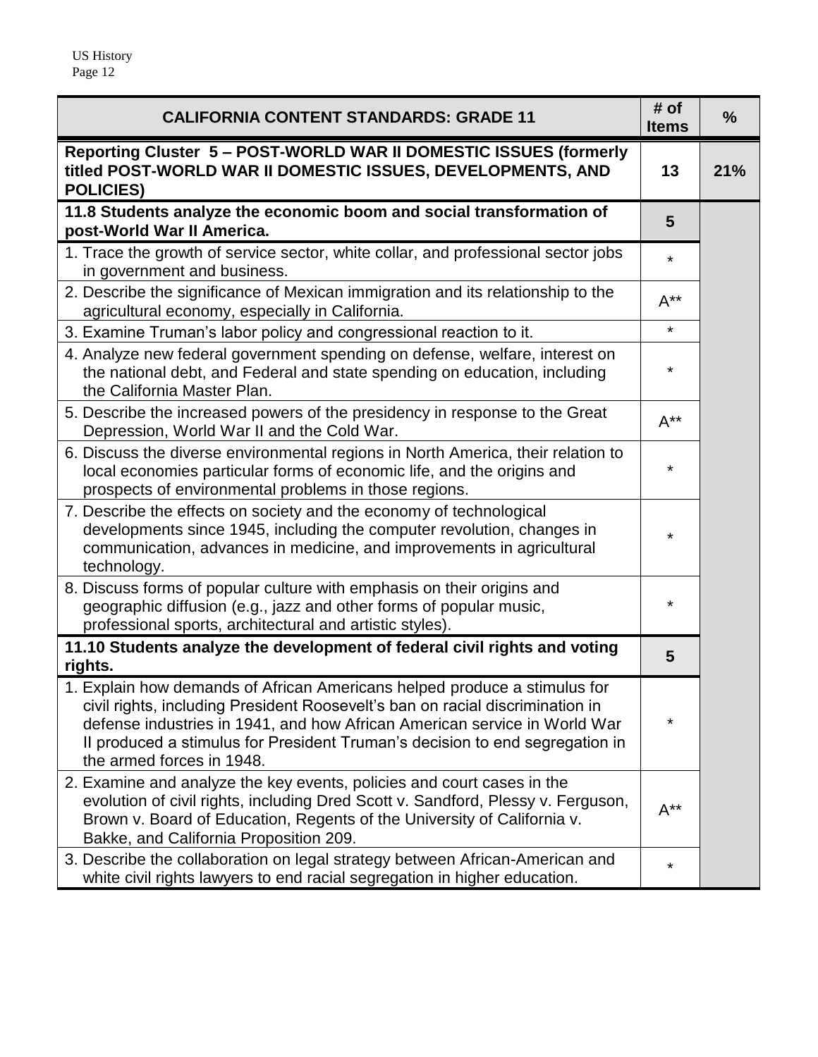| CALIFORNIA CONTENT STANDARDS: GRADE 11 | # of Items | % |
|---|---|---|
| **Reporting Cluster 5 – POST-WORLD WAR II DOMESTIC ISSUES (formerly titled POST-WORLD WAR II DOMESTIC ISSUES, DEVELOPMENTS, AND POLICIES)** | **13** | **21%** |
| **11.8 Students analyze the economic boom and social transformation of post-World War II America.** | **5** | |
| 1. Trace the growth of service sector, white collar, and professional sector jobs in government and business. | * | |
| 2. Describe the significance of Mexican immigration and its relationship to the agricultural economy, especially in California. | A** | |
| 3. Examine Truman's labor policy and congressional reaction to it. | * | |
| 4. Analyze new federal government spending on defense, welfare, interest on the national debt, and Federal and state spending on education, including the California Master Plan. | * | |
| 5. Describe the increased powers of the presidency in response to the Great Depression, World War II and the Cold War. | A** | |
| 6. Discuss the diverse environmental regions in North America, their relation to local economies particular forms of economic life, and the origins and prospects of environmental problems in those regions. | * | |
| 7. Describe the effects on society and the economy of technological developments since 1945, including the computer revolution, changes in communication, advances in medicine, and improvements in agricultural technology. | * | |
| 8. Discuss forms of popular culture with emphasis on their origins and geographic diffusion (e.g., jazz and other forms of popular music, professional sports, architectural and artistic styles). | * | |
| **11.10 Students analyze the development of federal civil rights and voting rights.** | **5** | |
| 1. Explain how demands of African Americans helped produce a stimulus for civil rights, including President Roosevelt's ban on racial discrimination in defense industries in 1941, and how African American service in World War II produced a stimulus for President Truman's decision to end segregation in the armed forces in 1948. | * | |
| 2. Examine and analyze the key events, policies and court cases in the evolution of civil rights, including Dred Scott v. Sandford, Plessy v. Ferguson, Brown v. Board of Education, Regents of the University of California v. Bakke, and California Proposition 209. | A** | |
| 3. Describe the collaboration on legal strategy between African-American and white civil rights lawyers to end racial segregation in higher education. | * | |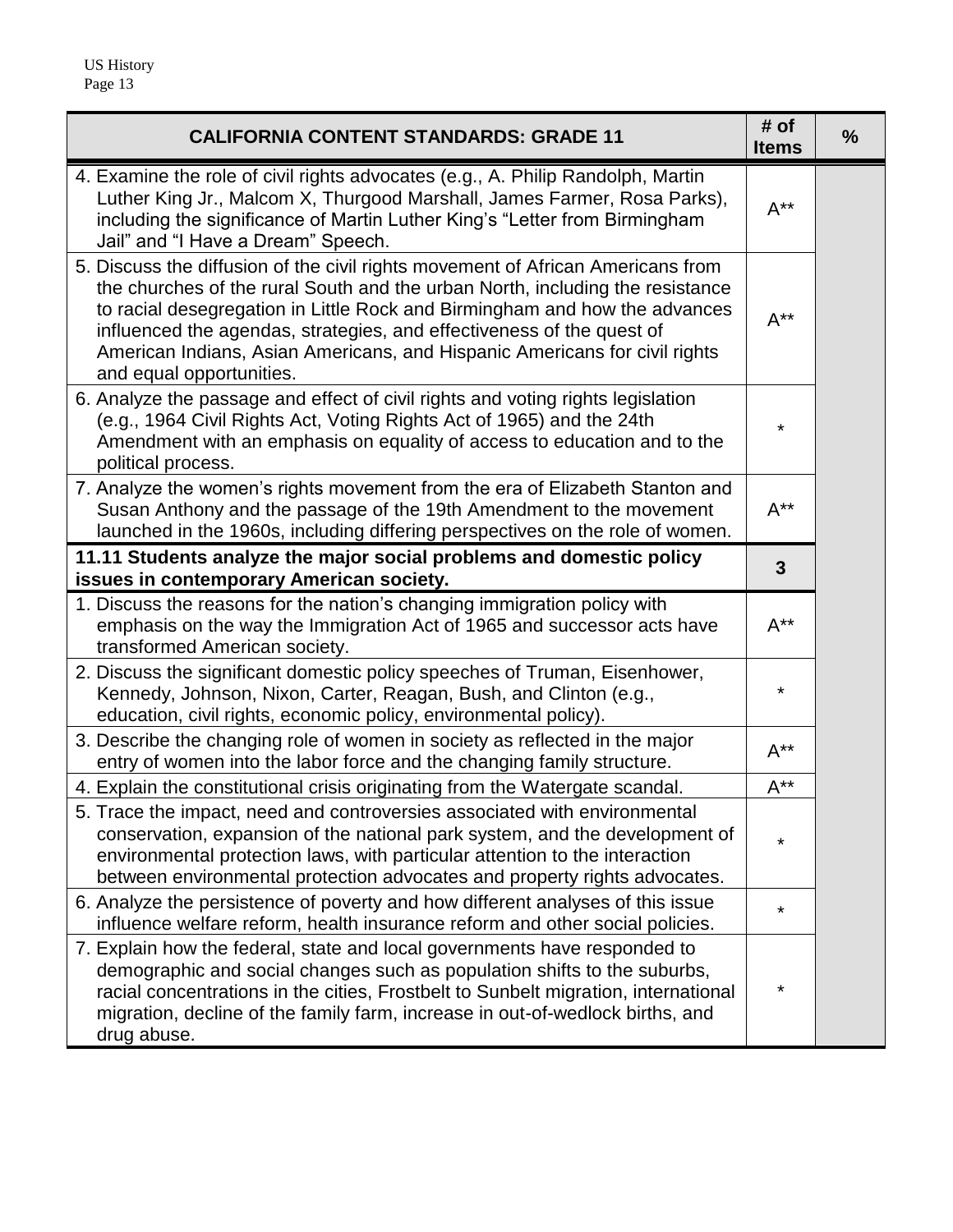| CALIFORNIA CONTENT STANDARDS: GRADE 11 | # of Items | % |
|---|---|---|
| 4. Examine the role of civil rights advocates (e.g., A. Philip Randolph, Martin Luther King Jr., Malcom X, Thurgood Marshall, James Farmer, Rosa Parks), including the significance of Martin Luther King's "Letter from Birmingham Jail" and "I Have a Dream" Speech. | A** | |
| 5. Discuss the diffusion of the civil rights movement of African Americans from the churches of the rural South and the urban North, including the resistance to racial desegregation in Little Rock and Birmingham and how the advances influenced the agendas, strategies, and effectiveness of the quest of American Indians, Asian Americans, and Hispanic Americans for civil rights and equal opportunities. | A** | |
| 6. Analyze the passage and effect of civil rights and voting rights legislation (e.g., 1964 Civil Rights Act, Voting Rights Act of 1965) and the 24th Amendment with an emphasis on equality of access to education and to the political process. | * | |
| 7. Analyze the women's rights movement from the era of Elizabeth Stanton and Susan Anthony and the passage of the 19th Amendment to the movement launched in the 1960s, including differing perspectives on the role of women. | A** | |
| **11.11 Students analyze the major social problems and domestic policy issues in contemporary American society.** | **3** | |
| 1. Discuss the reasons for the nation's changing immigration policy with emphasis on the way the Immigration Act of 1965 and successor acts have transformed American society. | A** | |
| 2. Discuss the significant domestic policy speeches of Truman, Eisenhower, Kennedy, Johnson, Nixon, Carter, Reagan, Bush, and Clinton (e.g., education, civil rights, economic policy, environmental policy). | * | |
| 3. Describe the changing role of women in society as reflected in the major entry of women into the labor force and the changing family structure. | A** | |
| 4. Explain the constitutional crisis originating from the Watergate scandal. | A** | |
| 5. Trace the impact, need and controversies associated with environmental conservation, expansion of the national park system, and the development of environmental protection laws, with particular attention to the interaction between environmental protection advocates and property rights advocates. | * | |
| 6. Analyze the persistence of poverty and how different analyses of this issue influence welfare reform, health insurance reform and other social policies. | * | |
| 7. Explain how the federal, state and local governments have responded to demographic and social changes such as population shifts to the suburbs, racial concentrations in the cities, Frostbelt to Sunbelt migration, international migration, decline of the family farm, increase in out-of-wedlock births, and drug abuse. | * | |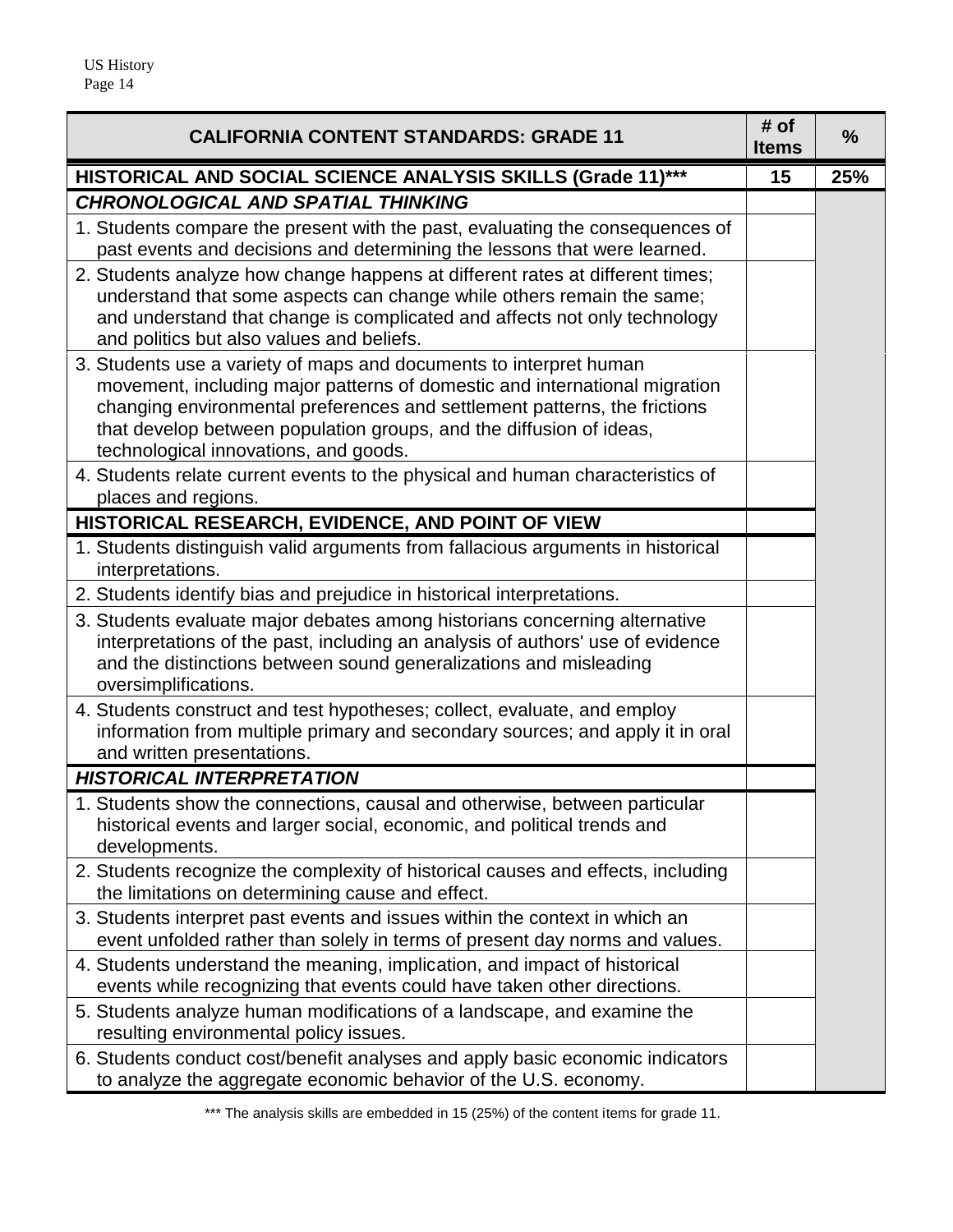| CALIFORNIA CONTENT STANDARDS: GRADE 11 | # of Items | % |
|---|---|---|
| **HISTORICAL AND SOCIAL SCIENCE ANALYSIS SKILLS (Grade 11)*** ** | **15** | **25%** |
| ***CHRONOLOGICAL AND SPATIAL THINKING*** | | |
| 1. Students compare the present with the past, evaluating the consequences of past events and decisions and determining the lessons that were learned. | | |
| 2. Students analyze how change happens at different rates at different times; understand that some aspects can change while others remain the same; and understand that change is complicated and affects not only technology and politics but also values and beliefs. | | |
| 3. Students use a variety of maps and documents to interpret human movement, including major patterns of domestic and international migration changing environmental preferences and settlement patterns, the frictions that develop between population groups, and the diffusion of ideas, technological innovations, and goods. | | |
| 4. Students relate current events to the physical and human characteristics of places and regions. | | |
| **HISTORICAL RESEARCH, EVIDENCE, AND POINT OF VIEW** | | |
| 1. Students distinguish valid arguments from fallacious arguments in historical interpretations. | | |
| 2. Students identify bias and prejudice in historical interpretations. | | |
| 3. Students evaluate major debates among historians concerning alternative interpretations of the past, including an analysis of authors' use of evidence and the distinctions between sound generalizations and misleading oversimplifications. | | |
| 4. Students construct and test hypotheses; collect, evaluate, and employ information from multiple primary and secondary sources; and apply it in oral and written presentations. | | |
| ***HISTORICAL INTERPRETATION*** | | |
| 1. Students show the connections, causal and otherwise, between particular historical events and larger social, economic, and political trends and developments. | | |
| 2. Students recognize the complexity of historical causes and effects, including the limitations on determining cause and effect. | | |
| 3. Students interpret past events and issues within the context in which an event unfolded rather than solely in terms of present day norms and values. | | |
| 4. Students understand the meaning, implication, and impact of historical events while recognizing that events could have taken other directions. | | |
| 5. Students analyze human modifications of a landscape, and examine the resulting environmental policy issues. | | |
| 6. Students conduct cost/benefit analyses and apply basic economic indicators to analyze the aggregate economic behavior of the U.S. economy. | | |

*** The analysis skills are embedded in 15 (25%) of the content items for grade 11.